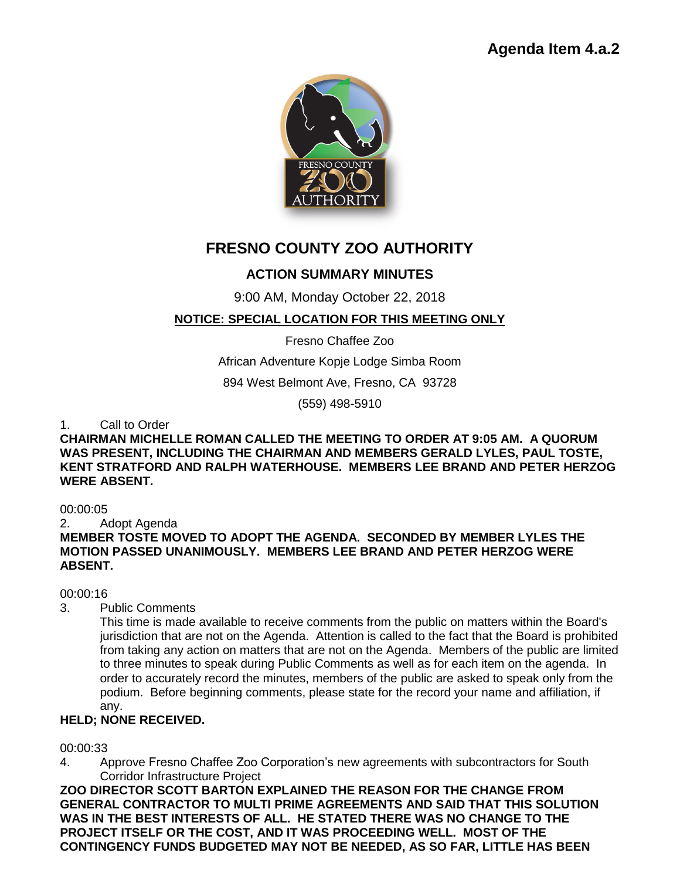Agenda Item 4.a.2

# FRESNO COUNTY ZOO AUTHORITY

## ACTION SUMMARY MINUTES

9:00 AM, Monday October 22, 2018

**NOTICE: SPECIAL LOCATION FOR THIS MEETING ONLY**

Fresno Chaffee Zoo

African Adventure Kopje Lodge Simba Room

894 West Belmont Ave, Fresno, CA 93728

(559) 498-5910

1. Call to Order

**CHAIRMAN MICHELLE ROMAN CALLED THE MEETING TO ORDER AT 9:05 AM. A QUORUM WAS PRESENT, INCLUDING THE CHAIRMAN AND MEMBERS GERALD LYLES, PAUL TOSTE, KENT STRATFORD AND RALPH WATERHOUSE. MEMBERS LEE BRAND AND PETER HERZOG WERE ABSENT.**

00:00:05

2. Adopt Agenda

**MEMBER TOSTE MOVED TO ADOPT THE AGENDA. SECONDED BY MEMBER LYLES THE MOTION PASSED UNANIMOUSLY. MEMBERS LEE BRAND AND PETER HERZOG WERE ABSENT.**

00:00:16

3. Public Comments

This time is made available to receive comments from the public on matters within the Board's jurisdiction that are not on the Agenda. Attention is called to the fact that the Board is prohibited from taking any action on matters that are not on the Agenda. Members of the public are limited to three minutes to speak during Public Comments as well as for each item on the agenda. In order to accurately record the minutes, members of the public are asked to speak only from the podium. Before beginning comments, please state for the record your name and affiliation, if any.

**HELD; NONE RECEIVED.**

00:00:33

4. Approve Fresno Chaffee Zoo Corporation's new agreements with subcontractors for South Corridor Infrastructure Project

**ZOO DIRECTOR SCOTT BARTON EXPLAINED THE REASON FOR THE CHANGE FROM GENERAL CONTRACTOR TO MULTI PRIME AGREEMENTS AND SAID THAT THIS SOLUTION WAS IN THE BEST INTERESTS OF ALL. HE STATED THERE WAS NO CHANGE TO THE PROJECT ITSELF OR THE COST, AND IT WAS PROCEEDING WELL. MOST OF THE CONTINGENCY FUNDS BUDGETED MAY NOT BE NEEDED, AS SO FAR, LITTLE HAS BEEN**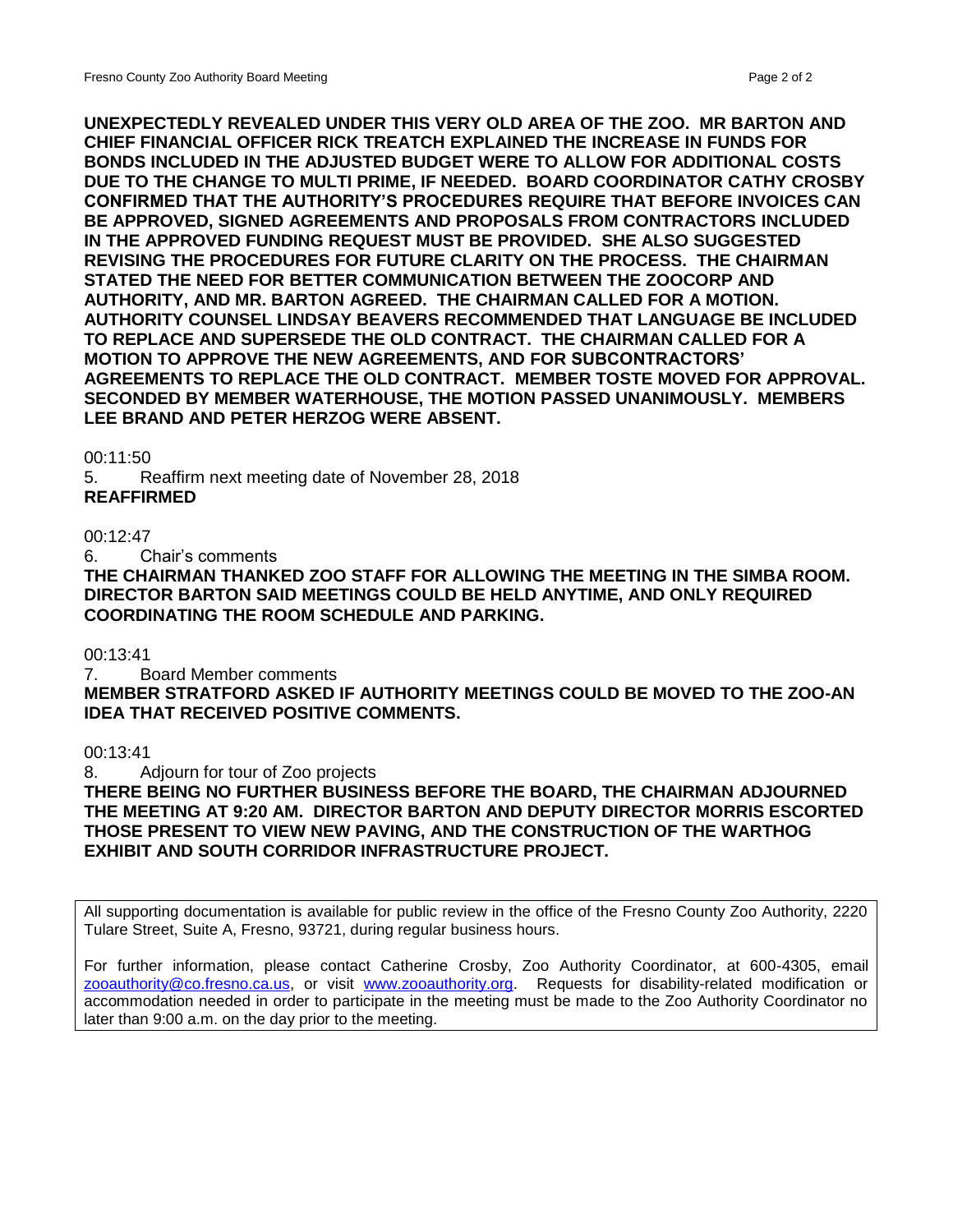**UNEXPECTEDLY REVEALED UNDER THIS VERY OLD AREA OF THE ZOO. MR BARTON AND CHIEF FINANCIAL OFFICER RICK TREATCH EXPLAINED THE INCREASE IN FUNDS FOR BONDS INCLUDED IN THE ADJUSTED BUDGET WERE TO ALLOW FOR ADDITIONAL COSTS DUE TO THE CHANGE TO MULTI PRIME, IF NEEDED. BOARD COORDINATOR CATHY CROSBY CONFIRMED THAT THE AUTHORITY'S PROCEDURES REQUIRE THAT BEFORE INVOICES CAN BE APPROVED, SIGNED AGREEMENTS AND PROPOSALS FROM CONTRACTORS INCLUDED IN THE APPROVED FUNDING REQUEST MUST BE PROVIDED. SHE ALSO SUGGESTED REVISING THE PROCEDURES FOR FUTURE CLARITY ON THE PROCESS. THE CHAIRMAN STATED THE NEED FOR BETTER COMMUNICATION BETWEEN THE ZOOCORP AND AUTHORITY, AND MR. BARTON AGREED. THE CHAIRMAN CALLED FOR A MOTION. AUTHORITY COUNSEL LINDSAY BEAVERS RECOMMENDED THAT LANGUAGE BE INCLUDED TO REPLACE AND SUPERSEDE THE OLD CONTRACT. THE CHAIRMAN CALLED FOR A MOTION TO APPROVE THE NEW AGREEMENTS, AND FOR SUBCONTRACTORS' AGREEMENTS TO REPLACE THE OLD CONTRACT. MEMBER TOSTE MOVED FOR APPROVAL. SECONDED BY MEMBER WATERHOUSE, THE MOTION PASSED UNANIMOUSLY. MEMBERS LEE BRAND AND PETER HERZOG WERE ABSENT.**

00:11:50

5. Reaffirm next meeting date of November 28, 2018

**REAFFIRMED**

00:12:47

6. Chair's comments

**THE CHAIRMAN THANKED ZOO STAFF FOR ALLOWING THE MEETING IN THE SIMBA ROOM. DIRECTOR BARTON SAID MEETINGS COULD BE HELD ANYTIME, AND ONLY REQUIRED COORDINATING THE ROOM SCHEDULE AND PARKING.**

00:13:41

7. Board Member comments

**MEMBER STRATFORD ASKED IF AUTHORITY MEETINGS COULD BE MOVED TO THE ZOO-AN IDEA THAT RECEIVED POSITIVE COMMENTS.**

00:13:41

8. Adjourn for tour of Zoo projects

**THERE BEING NO FURTHER BUSINESS BEFORE THE BOARD, THE CHAIRMAN ADJOURNED THE MEETING AT 9:20 AM. DIRECTOR BARTON AND DEPUTY DIRECTOR MORRIS ESCORTED THOSE PRESENT TO VIEW NEW PAVING, AND THE CONSTRUCTION OF THE WARTHOG EXHIBIT AND SOUTH CORRIDOR INFRASTRUCTURE PROJECT.**

All supporting documentation is available for public review in the office of the Fresno County Zoo Authority, 2220 Tulare Street, Suite A, Fresno, 93721, during regular business hours.

For further information, please contact Catherine Crosby, Zoo Authority Coordinator, at 600-4305, email zooauthority@co.fresno.ca.us, or visit www.zooauthority.org. Requests for disability-related modification or accommodation needed in order to participate in the meeting must be made to the Zoo Authority Coordinator no later than 9:00 a.m. on the day prior to the meeting.